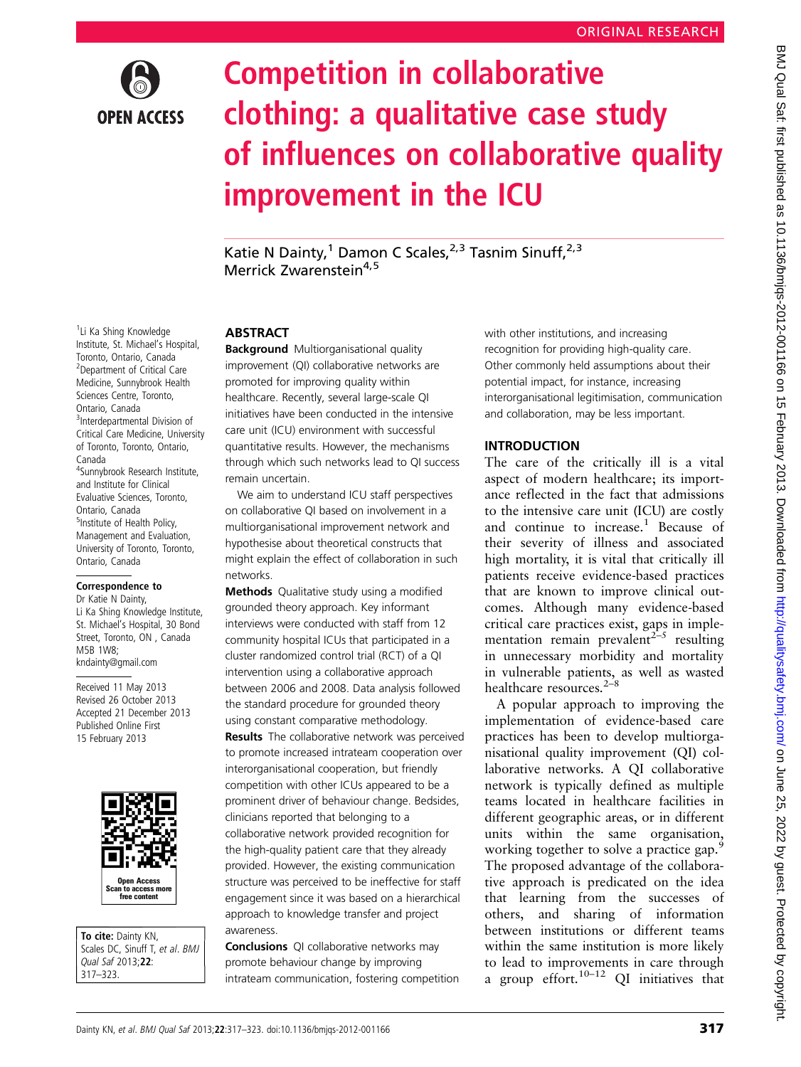ORIGINAL RESEARCH

# Competition in collaborative clothing: a qualitative case study of influences on collaborative quality improvement in the ICU

Katie N Dainty,[1] Damon C Scales,[2,3] Tasnim Sinuff,[2,3] Merrick Zwarenstein[4,5]

[1]Li Ka Shing Knowledge Institute, St. Michael's Hospital, Toronto, Ontario, Canada
[2]Department of Critical Care Medicine, Sunnybrook Health Sciences Centre, Toronto, Ontario, Canada
[3]Interdepartmental Division of Critical Care Medicine, University of Toronto, Toronto, Ontario, Canada
[4]Sunnybrook Research Institute, and Institute for Clinical Evaluative Sciences, Toronto, Ontario, Canada
[5]Institute of Health Policy, Management and Evaluation, University of Toronto, Toronto, Ontario, Canada

**Correspondence to**
Dr Katie N Dainty, Li Ka Shing Knowledge Institute, St. Michael's Hospital, 30 Bond Street, Toronto, ON , Canada M5B 1W8; kndainty@gmail.com

Received 11 May 2013
Revised 26 October 2013
Accepted 21 December 2013
Published Online First 15 February 2013

**To cite:** Dainty KN, Scales DC, Sinuff T, *et al*. *BMJ Qual Saf* 2013;**22**: 317–323.

## ABSTRACT

**Background** Multiorganisational quality improvement (QI) collaborative networks are promoted for improving quality within healthcare. Recently, several large-scale QI initiatives have been conducted in the intensive care unit (ICU) environment with successful quantitative results. However, the mechanisms through which such networks lead to QI success remain uncertain.

We aim to understand ICU staff perspectives on collaborative QI based on involvement in a multiorganisational improvement network and hypothesise about theoretical constructs that might explain the effect of collaboration in such networks.

**Methods** Qualitative study using a modified grounded theory approach. Key informant interviews were conducted with staff from 12 community hospital ICUs that participated in a cluster randomized control trial (RCT) of a QI intervention using a collaborative approach between 2006 and 2008. Data analysis followed the standard procedure for grounded theory using constant comparative methodology.

**Results** The collaborative network was perceived to promote increased intrateam cooperation over interorganisational cooperation, but friendly competition with other ICUs appeared to be a prominent driver of behaviour change. Besides, clinicians reported that belonging to a collaborative network provided recognition for the high-quality patient care that they already provided. However, the existing communication structure was perceived to be ineffective for staff engagement since it was based on a hierarchical approach to knowledge transfer and project awareness.

**Conclusions** QI collaborative networks may promote behaviour change by improving intrateam communication, fostering competition with other institutions, and increasing recognition for providing high-quality care. Other commonly held assumptions about their potential impact, for instance, increasing interorganisational legitimisation, communication and collaboration, may be less important.

## INTRODUCTION

The care of the critically ill is a vital aspect of modern healthcare; its importance reflected in the fact that admissions to the intensive care unit (ICU) are costly and continue to increase.[1] Because of their severity of illness and associated high mortality, it is vital that critically ill patients receive evidence-based practices that are known to improve clinical outcomes. Although many evidence-based critical care practices exist, gaps in implementation remain prevalent[2–5] resulting in unnecessary morbidity and mortality in vulnerable patients, as well as wasted healthcare resources.[2–8]

A popular approach to improving the implementation of evidence-based care practices has been to develop multiorganisational quality improvement (QI) collaborative networks. A QI collaborative network is typically defined as multiple teams located in healthcare facilities in different geographic areas, or in different units within the same organisation, working together to solve a practice gap.[9] The proposed advantage of the collaborative approach is predicated on the idea that learning from the successes of others, and sharing of information between institutions or different teams within the same institution is more likely to lead to improvements in care through a group effort.[10–12] QI initiatives that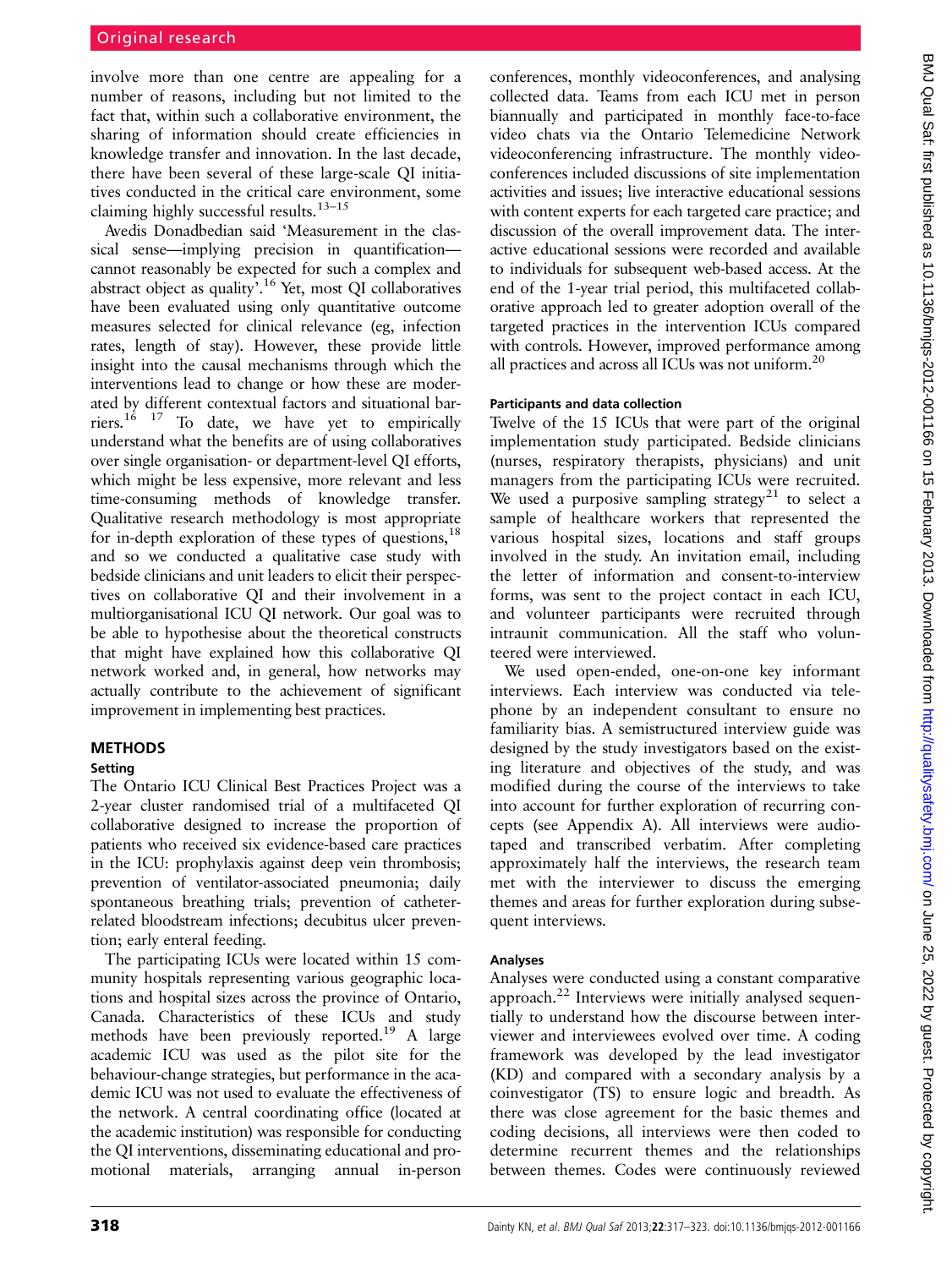involve more than one centre are appealing for a number of reasons, including but not limited to the fact that, within such a collaborative environment, the sharing of information should create efficiencies in knowledge transfer and innovation. In the last decade, there have been several of these large-scale QI initiatives conducted in the critical care environment, some claiming highly successful results.[13–15]

Avedis Donadbedian said 'Measurement in the classical sense—implying precision in quantification—cannot reasonably be expected for such a complex and abstract object as quality'.[16] Yet, most QI collaboratives have been evaluated using only quantitative outcome measures selected for clinical relevance (eg, infection rates, length of stay). However, these provide little insight into the causal mechanisms through which the interventions lead to change or how these are moderated by different contextual factors and situational barriers.[16 17] To date, we have yet to empirically understand what the benefits are of using collaboratives over single organisation- or department-level QI efforts, which might be less expensive, more relevant and less time-consuming methods of knowledge transfer. Qualitative research methodology is most appropriate for in-depth exploration of these types of questions,[18] and so we conducted a qualitative case study with bedside clinicians and unit leaders to elicit their perspectives on collaborative QI and their involvement in a multiorganisational ICU QI network. Our goal was to be able to hypothesise about the theoretical constructs that might have explained how this collaborative QI network worked and, in general, how networks may actually contribute to the achievement of significant improvement in implementing best practices.

## METHODS

### Setting

The Ontario ICU Clinical Best Practices Project was a 2-year cluster randomised trial of a multifaceted QI collaborative designed to increase the proportion of patients who received six evidence-based care practices in the ICU: prophylaxis against deep vein thrombosis; prevention of ventilator-associated pneumonia; daily spontaneous breathing trials; prevention of catheter-related bloodstream infections; decubitus ulcer prevention; early enteral feeding.

The participating ICUs were located within 15 community hospitals representing various geographic locations and hospital sizes across the province of Ontario, Canada. Characteristics of these ICUs and study methods have been previously reported.[19] A large academic ICU was used as the pilot site for the behaviour-change strategies, but performance in the academic ICU was not used to evaluate the effectiveness of the network. A central coordinating office (located at the academic institution) was responsible for conducting the QI interventions, disseminating educational and promotional materials, arranging annual in-person conferences, monthly videoconferences, and analysing collected data. Teams from each ICU met in person biannually and participated in monthly face-to-face video chats via the Ontario Telemedicine Network videoconferencing infrastructure. The monthly videoconferences included discussions of site implementation activities and issues; live interactive educational sessions with content experts for each targeted care practice; and discussion of the overall improvement data. The interactive educational sessions were recorded and available to individuals for subsequent web-based access. At the end of the 1-year trial period, this multifaceted collaborative approach led to greater adoption overall of the targeted practices in the intervention ICUs compared with controls. However, improved performance among all practices and across all ICUs was not uniform.[20]

### Participants and data collection

Twelve of the 15 ICUs that were part of the original implementation study participated. Bedside clinicians (nurses, respiratory therapists, physicians) and unit managers from the participating ICUs were recruited. We used a purposive sampling strategy[21] to select a sample of healthcare workers that represented the various hospital sizes, locations and staff groups involved in the study. An invitation email, including the letter of information and consent-to-interview forms, was sent to the project contact in each ICU, and volunteer participants were recruited through intraunit communication. All the staff who volunteered were interviewed.

We used open-ended, one-on-one key informant interviews. Each interview was conducted via telephone by an independent consultant to ensure no familiarity bias. A semistructured interview guide was designed by the study investigators based on the existing literature and objectives of the study, and was modified during the course of the interviews to take into account for further exploration of recurring concepts (see Appendix A). All interviews were audiotaped and transcribed verbatim. After completing approximately half the interviews, the research team met with the interviewer to discuss the emerging themes and areas for further exploration during subsequent interviews.

### Analyses

Analyses were conducted using a constant comparative approach.[22] Interviews were initially analysed sequentially to understand how the discourse between interviewer and interviewees evolved over time. A coding framework was developed by the lead investigator (KD) and compared with a secondary analysis by a coinvestigator (TS) to ensure logic and breadth. As there was close agreement for the basic themes and coding decisions, all interviews were then coded to determine recurrent themes and the relationships between themes. Codes were continuously reviewed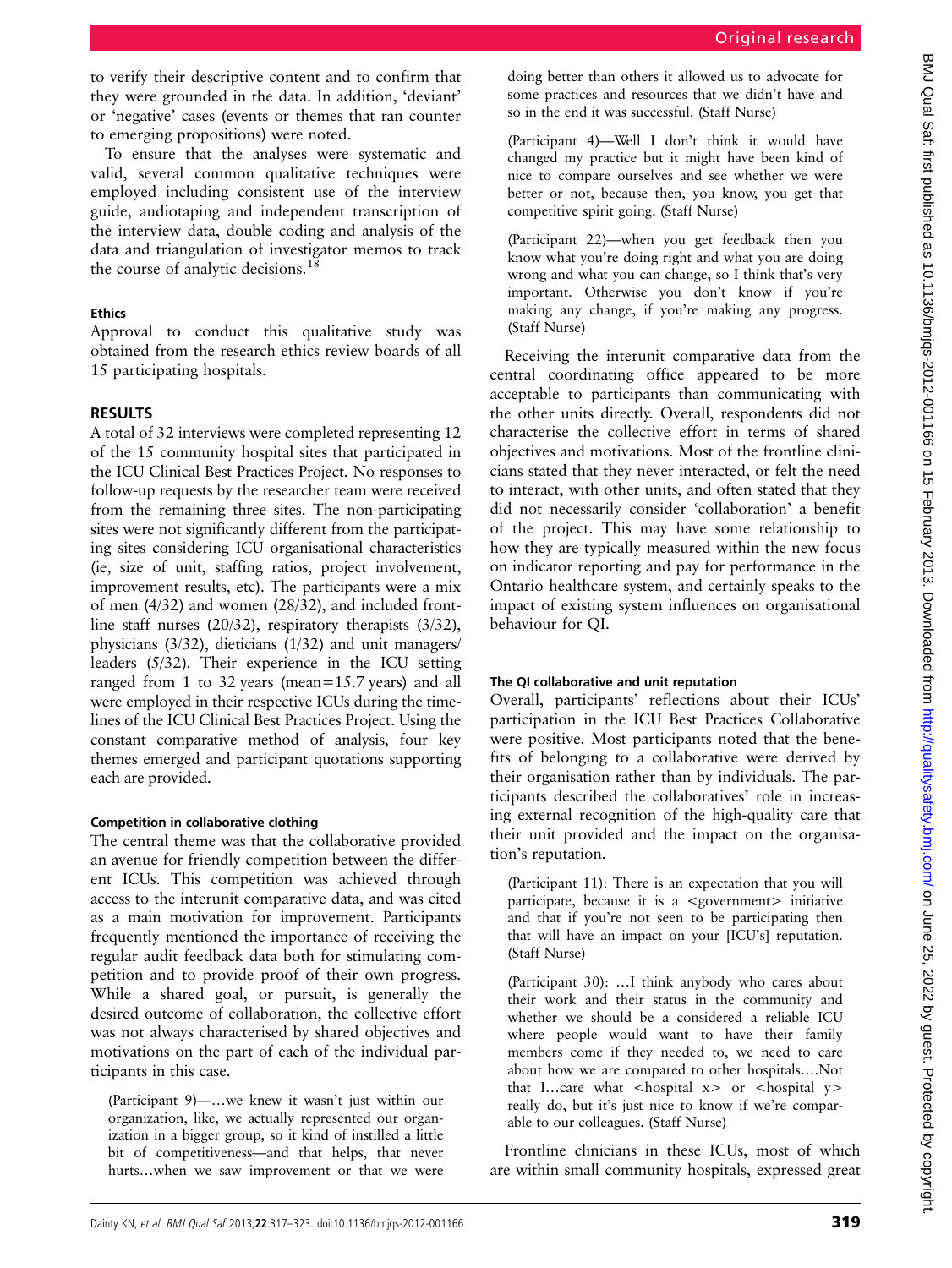to verify their descriptive content and to confirm that they were grounded in the data. In addition, 'deviant' or 'negative' cases (events or themes that ran counter to emerging propositions) were noted.

To ensure that the analyses were systematic and valid, several common qualitative techniques were employed including consistent use of the interview guide, audiotaping and independent transcription of the interview data, double coding and analysis of the data and triangulation of investigator memos to track the course of analytic decisions.[18]

### Ethics

Approval to conduct this qualitative study was obtained from the research ethics review boards of all 15 participating hospitals.

## RESULTS

A total of 32 interviews were completed representing 12 of the 15 community hospital sites that participated in the ICU Clinical Best Practices Project. No responses to follow-up requests by the researcher team were received from the remaining three sites. The non-participating sites were not significantly different from the participating sites considering ICU organisational characteristics (ie, size of unit, staffing ratios, project involvement, improvement results, etc). The participants were a mix of men (4/32) and women (28/32), and included frontline staff nurses (20/32), respiratory therapists (3/32), physicians (3/32), dieticians (1/32) and unit managers/leaders (5/32). Their experience in the ICU setting ranged from 1 to 32 years (mean=15.7 years) and all were employed in their respective ICUs during the timelines of the ICU Clinical Best Practices Project. Using the constant comparative method of analysis, four key themes emerged and participant quotations supporting each are provided.

### Competition in collaborative clothing

The central theme was that the collaborative provided an avenue for friendly competition between the different ICUs. This competition was achieved through access to the interunit comparative data, and was cited as a main motivation for improvement. Participants frequently mentioned the importance of receiving the regular audit feedback data both for stimulating competition and to provide proof of their own progress. While a shared goal, or pursuit, is generally the desired outcome of collaboration, the collective effort was not always characterised by shared objectives and motivations on the part of each of the individual participants in this case.

> (Participant 9)—…we knew it wasn't just within our organization, like, we actually represented our organization in a bigger group, so it kind of instilled a little bit of competitiveness—and that helps, that never hurts…when we saw improvement or that we were doing better than others it allowed us to advocate for some practices and resources that we didn't have and so in the end it was successful. (Staff Nurse)

> (Participant 4)—Well I don't think it would have changed my practice but it might have been kind of nice to compare ourselves and see whether we were better or not, because then, you know, you get that competitive spirit going. (Staff Nurse)

> (Participant 22)—when you get feedback then you know what you're doing right and what you are doing wrong and what you can change, so I think that's very important. Otherwise you don't know if you're making any change, if you're making any progress. (Staff Nurse)

Receiving the interunit comparative data from the central coordinating office appeared to be more acceptable to participants than communicating with the other units directly. Overall, respondents did not characterise the collective effort in terms of shared objectives and motivations. Most of the frontline clinicians stated that they never interacted, or felt the need to interact, with other units, and often stated that they did not necessarily consider 'collaboration' a benefit of the project. This may have some relationship to how they are typically measured within the new focus on indicator reporting and pay for performance in the Ontario healthcare system, and certainly speaks to the impact of existing system influences on organisational behaviour for QI.

### The QI collaborative and unit reputation

Overall, participants' reflections about their ICUs' participation in the ICU Best Practices Collaborative were positive. Most participants noted that the benefits of belonging to a collaborative were derived by their organisation rather than by individuals. The participants described the collaboratives' role in increasing external recognition of the high-quality care that their unit provided and the impact on the organisation's reputation.

> (Participant 11): There is an expectation that you will participate, because it is a <government> initiative and that if you're not seen to be participating then that will have an impact on your [ICU's] reputation. (Staff Nurse)

> (Participant 30): …I think anybody who cares about their work and their status in the community and whether we should be a considered a reliable ICU where people would want to have their family members come if they needed to, we need to care about how we are compared to other hospitals.…Not that I…care what <hospital x> or <hospital y> really do, but it's just nice to know if we're comparable to our colleagues. (Staff Nurse)

Frontline clinicians in these ICUs, most of which are within small community hospitals, expressed great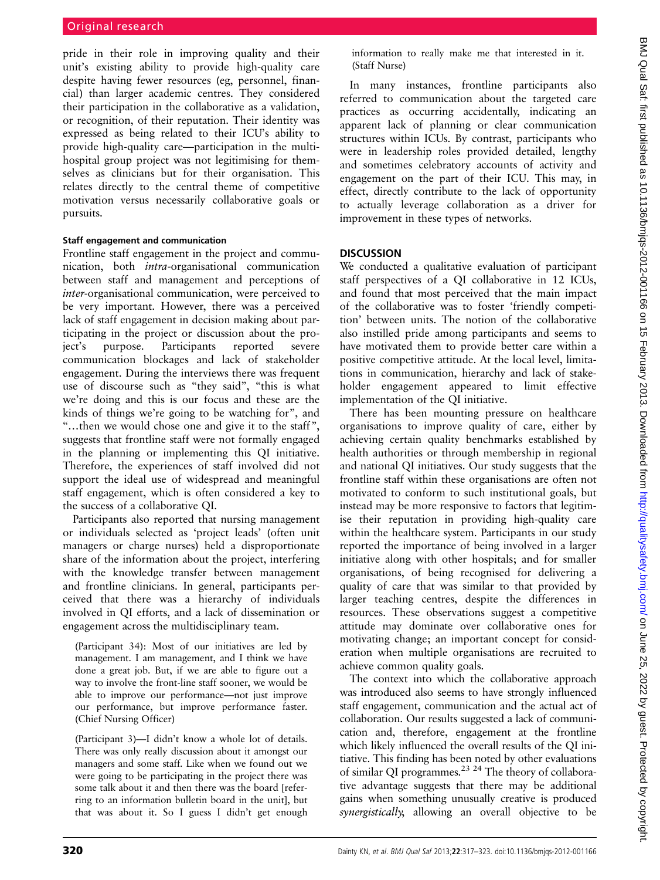pride in their role in improving quality and their unit's existing ability to provide high-quality care despite having fewer resources (eg, personnel, financial) than larger academic centres. They considered their participation in the collaborative as a validation, or recognition, of their reputation. Their identity was expressed as being related to their ICU's ability to provide high-quality care—participation in the multi-hospital group project was not legitimising for themselves as clinicians but for their organisation. This relates directly to the central theme of competitive motivation versus necessarily collaborative goals or pursuits.

#### Staff engagement and communication

Frontline staff engagement in the project and communication, both *intra*-organisational communication between staff and management and perceptions of *inter*-organisational communication, were perceived to be very important. However, there was a perceived lack of staff engagement in decision making about participating in the project or discussion about the project's purpose. Participants reported severe communication blockages and lack of stakeholder engagement. During the interviews there was frequent use of discourse such as "they said", "this is what we're doing and this is our focus and these are the kinds of things we're going to be watching for", and "…then we would chose one and give it to the staff", suggests that frontline staff were not formally engaged in the planning or implementing this QI initiative. Therefore, the experiences of staff involved did not support the ideal use of widespread and meaningful staff engagement, which is often considered a key to the success of a collaborative QI.

Participants also reported that nursing management or individuals selected as 'project leads' (often unit managers or charge nurses) held a disproportionate share of the information about the project, interfering with the knowledge transfer between management and frontline clinicians. In general, participants perceived that there was a hierarchy of individuals involved in QI efforts, and a lack of dissemination or engagement across the multidisciplinary team.

> (Participant 34): Most of our initiatives are led by management. I am management, and I think we have done a great job. But, if we are able to figure out a way to involve the front-line staff sooner, we would be able to improve our performance—not just improve our performance, but improve performance faster. (Chief Nursing Officer)

> (Participant 3)—I didn't know a whole lot of details. There was only really discussion about it amongst our managers and some staff. Like when we found out we were going to be participating in the project there was some talk about it and then there was the board [referring to an information bulletin board in the unit], but that was about it. So I guess I didn't get enough information to really make me that interested in it. (Staff Nurse)

In many instances, frontline participants also referred to communication about the targeted care practices as occurring accidentally, indicating an apparent lack of planning or clear communication structures within ICUs. By contrast, participants who were in leadership roles provided detailed, lengthy and sometimes celebratory accounts of activity and engagement on the part of their ICU. This may, in effect, directly contribute to the lack of opportunity to actually leverage collaboration as a driver for improvement in these types of networks.

## DISCUSSION

We conducted a qualitative evaluation of participant staff perspectives of a QI collaborative in 12 ICUs, and found that most perceived that the main impact of the collaborative was to foster 'friendly competition' between units. The notion of the collaborative also instilled pride among participants and seems to have motivated them to provide better care within a positive competitive attitude. At the local level, limitations in communication, hierarchy and lack of stakeholder engagement appeared to limit effective implementation of the QI initiative.

There has been mounting pressure on healthcare organisations to improve quality of care, either by achieving certain quality benchmarks established by health authorities or through membership in regional and national QI initiatives. Our study suggests that the frontline staff within these organisations are often not motivated to conform to such institutional goals, but instead may be more responsive to factors that legitimise their reputation in providing high-quality care within the healthcare system. Participants in our study reported the importance of being involved in a larger initiative along with other hospitals; and for smaller organisations, of being recognised for delivering a quality of care that was similar to that provided by larger teaching centres, despite the differences in resources. These observations suggest a competitive attitude may dominate over collaborative ones for motivating change; an important concept for consideration when multiple organisations are recruited to achieve common quality goals.

The context into which the collaborative approach was introduced also seems to have strongly influenced staff engagement, communication and the actual act of collaboration. Our results suggested a lack of communication and, therefore, engagement at the frontline which likely influenced the overall results of the QI initiative. This finding has been noted by other evaluations of similar QI programmes.[23 24] The theory of collaborative advantage suggests that there may be additional gains when something unusually creative is produced *synergistically*, allowing an overall objective to be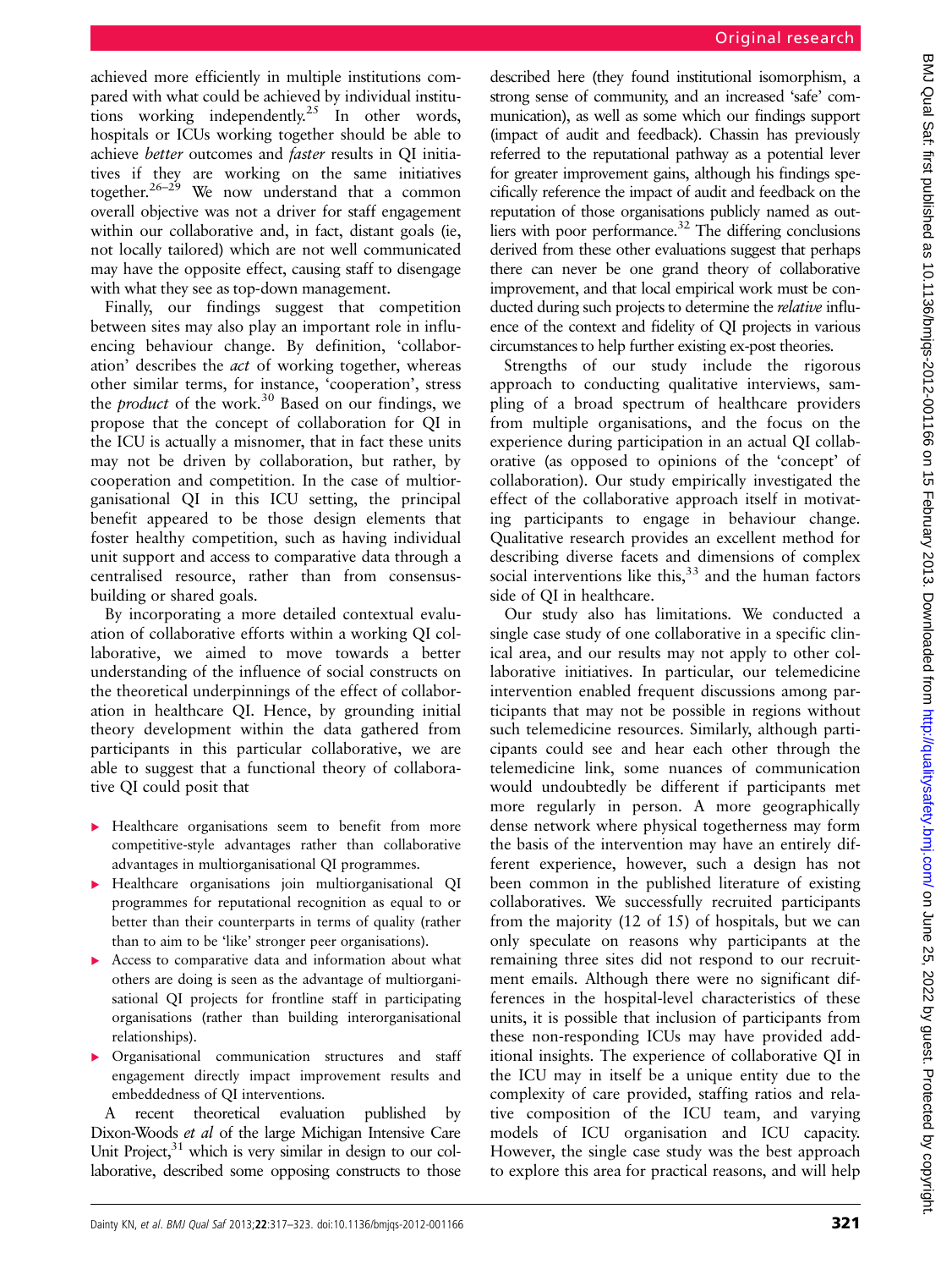achieved more efficiently in multiple institutions compared with what could be achieved by individual institutions working independently.[25] In other words, hospitals or ICUs working together should be able to achieve *better* outcomes and *faster* results in QI initiatives if they are working on the same initiatives together.[26–29] We now understand that a common overall objective was not a driver for staff engagement within our collaborative and, in fact, distant goals (ie, not locally tailored) which are not well communicated may have the opposite effect, causing staff to disengage with what they see as top-down management.

Finally, our findings suggest that competition between sites may also play an important role in influencing behaviour change. By definition, 'collaboration' describes the *act* of working together, whereas other similar terms, for instance, 'cooperation', stress the *product* of the work.[30] Based on our findings, we propose that the concept of collaboration for QI in the ICU is actually a misnomer, that in fact these units may not be driven by collaboration, but rather, by cooperation and competition. In the case of multiorganisational QI in this ICU setting, the principal benefit appeared to be those design elements that foster healthy competition, such as having individual unit support and access to comparative data through a centralised resource, rather than from consensus-building or shared goals.

By incorporating a more detailed contextual evaluation of collaborative efforts within a working QI collaborative, we aimed to move towards a better understanding of the influence of social constructs on the theoretical underpinnings of the effect of collaboration in healthcare QI. Hence, by grounding initial theory development within the data gathered from participants in this particular collaborative, we are able to suggest that a functional theory of collaborative QI could posit that

- Healthcare organisations seem to benefit from more competitive-style advantages rather than collaborative advantages in multiorganisational QI programmes.
- Healthcare organisations join multiorganisational QI programmes for reputational recognition as equal to or better than their counterparts in terms of quality (rather than to aim to be 'like' stronger peer organisations).
- Access to comparative data and information about what others are doing is seen as the advantage of multiorganisational QI projects for frontline staff in participating organisations (rather than building interorganisational relationships).
- Organisational communication structures and staff engagement directly impact improvement results and embeddedness of QI interventions.

A recent theoretical evaluation published by Dixon-Woods *et al* of the large Michigan Intensive Care Unit Project,[31] which is very similar in design to our collaborative, described some opposing constructs to those described here (they found institutional isomorphism, a strong sense of community, and an increased 'safe' communication), as well as some which our findings support (impact of audit and feedback). Chassin has previously referred to the reputational pathway as a potential lever for greater improvement gains, although his findings specifically reference the impact of audit and feedback on the reputation of those organisations publicly named as outliers with poor performance.[32] The differing conclusions derived from these other evaluations suggest that perhaps there can never be one grand theory of collaborative improvement, and that local empirical work must be conducted during such projects to determine the *relative* influence of the context and fidelity of QI projects in various circumstances to help further existing ex-post theories.

Strengths of our study include the rigorous approach to conducting qualitative interviews, sampling of a broad spectrum of healthcare providers from multiple organisations, and the focus on the experience during participation in an actual QI collaborative (as opposed to opinions of the 'concept' of collaboration). Our study empirically investigated the effect of the collaborative approach itself in motivating participants to engage in behaviour change. Qualitative research provides an excellent method for describing diverse facets and dimensions of complex social interventions like this,[33] and the human factors side of QI in healthcare.

Our study also has limitations. We conducted a single case study of one collaborative in a specific clinical area, and our results may not apply to other collaborative initiatives. In particular, our telemedicine intervention enabled frequent discussions among participants that may not be possible in regions without such telemedicine resources. Similarly, although participants could see and hear each other through the telemedicine link, some nuances of communication would undoubtedly be different if participants met more regularly in person. A more geographically dense network where physical togetherness may form the basis of the intervention may have an entirely different experience, however, such a design has not been common in the published literature of existing collaboratives. We successfully recruited participants from the majority (12 of 15) of hospitals, but we can only speculate on reasons why participants at the remaining three sites did not respond to our recruitment emails. Although there were no significant differences in the hospital-level characteristics of these units, it is possible that inclusion of participants from these non-responding ICUs may have provided additional insights. The experience of collaborative QI in the ICU may in itself be a unique entity due to the complexity of care provided, staffing ratios and relative composition of the ICU team, and varying models of ICU organisation and ICU capacity. However, the single case study was the best approach to explore this area for practical reasons, and will help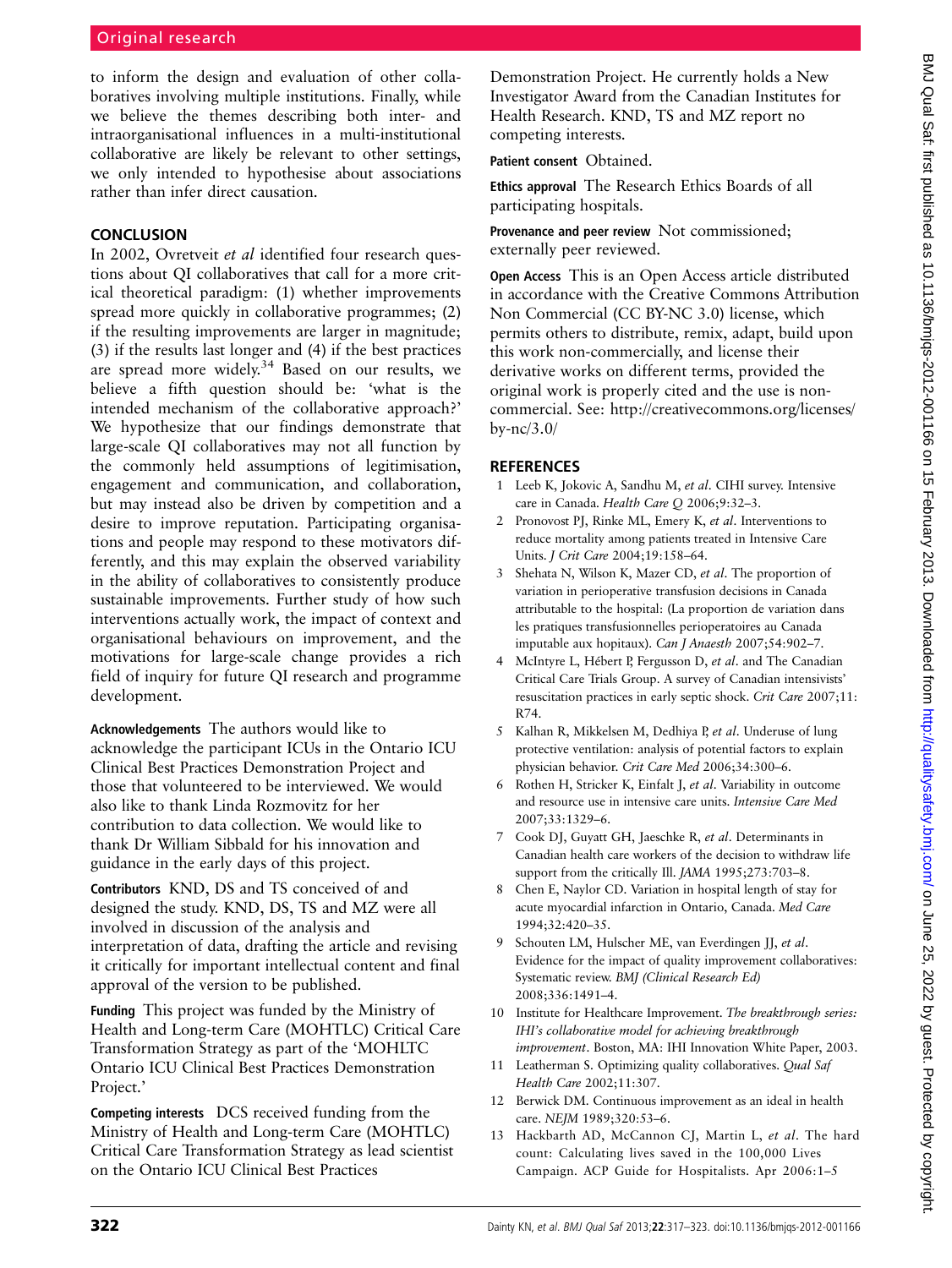to inform the design and evaluation of other collaboratives involving multiple institutions. Finally, while we believe the themes describing both inter- and intraorganisational influences in a multi-institutional collaborative are likely be relevant to other settings, we only intended to hypothesise about associations rather than infer direct causation.

## CONCLUSION

In 2002, Ovretveit *et al* identified four research questions about QI collaboratives that call for a more critical theoretical paradigm: (1) whether improvements spread more quickly in collaborative programmes; (2) if the resulting improvements are larger in magnitude; (3) if the results last longer and (4) if the best practices are spread more widely.[34] Based on our results, we believe a fifth question should be: 'what is the intended mechanism of the collaborative approach?' We hypothesize that our findings demonstrate that large-scale QI collaboratives may not all function by the commonly held assumptions of legitimisation, engagement and communication, and collaboration, but may instead also be driven by competition and a desire to improve reputation. Participating organisations and people may respond to these motivators differently, and this may explain the observed variability in the ability of collaboratives to consistently produce sustainable improvements. Further study of how such interventions actually work, the impact of context and organisational behaviours on improvement, and the motivations for large-scale change provides a rich field of inquiry for future QI research and programme development.

**Acknowledgements** The authors would like to acknowledge the participant ICUs in the Ontario ICU Clinical Best Practices Demonstration Project and those that volunteered to be interviewed. We would also like to thank Linda Rozmovitz for her contribution to data collection. We would like to thank Dr William Sibbald for his innovation and guidance in the early days of this project.

**Contributors** KND, DS and TS conceived of and designed the study. KND, DS, TS and MZ were all involved in discussion of the analysis and interpretation of data, drafting the article and revising it critically for important intellectual content and final approval of the version to be published.

**Funding** This project was funded by the Ministry of Health and Long-term Care (MOHTLC) Critical Care Transformation Strategy as part of the 'MOHLTC Ontario ICU Clinical Best Practices Demonstration Project.'

**Competing interests** DCS received funding from the Ministry of Health and Long-term Care (MOHTLC) Critical Care Transformation Strategy as lead scientist on the Ontario ICU Clinical Best Practices Demonstration Project. He currently holds a New Investigator Award from the Canadian Institutes for Health Research. KND, TS and MZ report no competing interests.

**Patient consent** Obtained.

**Ethics approval** The Research Ethics Boards of all participating hospitals.

**Provenance and peer review** Not commissioned; externally peer reviewed.

**Open Access** This is an Open Access article distributed in accordance with the Creative Commons Attribution Non Commercial (CC BY-NC 3.0) license, which permits others to distribute, remix, adapt, build upon this work non-commercially, and license their derivative works on different terms, provided the original work is properly cited and the use is non-commercial. See: http://creativecommons.org/licenses/by-nc/3.0/

## REFERENCES

1. Leeb K, Jokovic A, Sandhu M, *et al*. CIHI survey. Intensive care in Canada. *Health Care Q* 2006;9:32–3.
2. Pronovost PJ, Rinke ML, Emery K, *et al*. Interventions to reduce mortality among patients treated in Intensive Care Units. *J Crit Care* 2004;19:158–64.
3. Shehata N, Wilson K, Mazer CD, *et al*. The proportion of variation in perioperative transfusion decisions in Canada attributable to the hospital: (La proportion de variation dans les pratiques transfusionnelles perioperatoires au Canada imputable aux hopitaux). *Can J Anaesth* 2007;54:902–7.
4. McIntyre L, Hébert P, Fergusson D, *et al*. and The Canadian Critical Care Trials Group. A survey of Canadian intensivists' resuscitation practices in early septic shock. *Crit Care* 2007;11:R74.
5. Kalhan R, Mikkelsen M, Dedhiya P, *et al*. Underuse of lung protective ventilation: analysis of potential factors to explain physician behavior. *Crit Care Med* 2006;34:300–6.
6. Rothen H, Stricker K, Einfalt J, *et al*. Variability in outcome and resource use in intensive care units. *Intensive Care Med* 2007;33:1329–6.
7. Cook DJ, Guyatt GH, Jaeschke R, *et al*. Determinants in Canadian health care workers of the decision to withdraw life support from the critically Ill. *JAMA* 1995;273:703–8.
8. Chen E, Naylor CD. Variation in hospital length of stay for acute myocardial infarction in Ontario, Canada. *Med Care* 1994;32:420–35.
9. Schouten LM, Hulscher ME, van Everdingen JJ, *et al*. Evidence for the impact of quality improvement collaboratives: Systematic review. *BMJ (Clinical Research Ed)* 2008;336:1491–4.
10. Institute for Healthcare Improvement. *The breakthrough series: IHI's collaborative model for achieving breakthrough improvement*. Boston, MA: IHI Innovation White Paper, 2003.
11. Leatherman S. Optimizing quality collaboratives. *Qual Saf Health Care* 2002;11:307.
12. Berwick DM. Continuous improvement as an ideal in health care. *NEJM* 1989;320:53–6.
13. Hackbarth AD, McCannon CJ, Martin L, *et al*. The hard count: Calculating lives saved in the 100,000 Lives Campaign. ACP Guide for Hospitalists. Apr 2006:1–5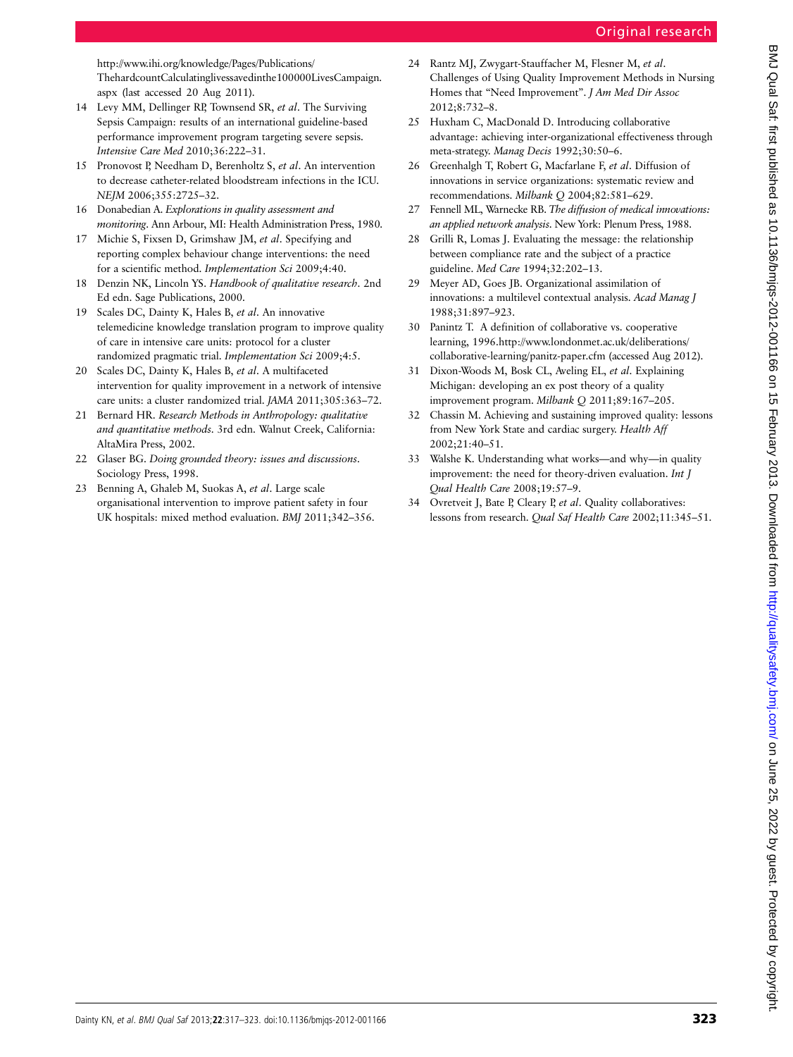http://www.ihi.org/knowledge/Pages/Publications/ThehardcountCalculatinglivessavedinthe100000LivesCampaign.aspx (last accessed 20 Aug 2011).

14 Levy MM, Dellinger RP, Townsend SR, *et al*. The Surviving Sepsis Campaign: results of an international guideline-based performance improvement program targeting severe sepsis. *Intensive Care Med* 2010;36:222–31.

15 Pronovost P, Needham D, Berenholtz S, *et al*. An intervention to decrease catheter-related bloodstream infections in the ICU. *NEJM* 2006;355:2725–32.

16 Donabedian A. *Explorations in quality assessment and monitoring*. Ann Arbour, MI: Health Administration Press, 1980.

17 Michie S, Fixsen D, Grimshaw JM, *et al*. Specifying and reporting complex behaviour change interventions: the need for a scientific method. *Implementation Sci* 2009;4:40.

18 Denzin NK, Lincoln YS. *Handbook of qualitative research*. 2nd Ed edn. Sage Publications, 2000.

19 Scales DC, Dainty K, Hales B, *et al*. An innovative telemedicine knowledge translation program to improve quality of care in intensive care units: protocol for a cluster randomized pragmatic trial. *Implementation Sci* 2009;4:5.

20 Scales DC, Dainty K, Hales B, *et al*. A multifaceted intervention for quality improvement in a network of intensive care units: a cluster randomized trial. *JAMA* 2011;305:363–72.

21 Bernard HR. *Research Methods in Anthropology: qualitative and quantitative methods*. 3rd edn. Walnut Creek, California: AltaMira Press, 2002.

22 Glaser BG. *Doing grounded theory: issues and discussions*. Sociology Press, 1998.

23 Benning A, Ghaleb M, Suokas A, *et al*. Large scale organisational intervention to improve patient safety in four UK hospitals: mixed method evaluation. *BMJ* 2011;342–356.

24 Rantz MJ, Zwygart-Stauffacher M, Flesner M, *et al*. Challenges of Using Quality Improvement Methods in Nursing Homes that "Need Improvement". *J Am Med Dir Assoc* 2012;8:732–8.

25 Huxham C, MacDonald D. Introducing collaborative advantage: achieving inter-organizational effectiveness through meta-strategy. *Manag Decis* 1992;30:50–6.

26 Greenhalgh T, Robert G, Macfarlane F, *et al*. Diffusion of innovations in service organizations: systematic review and recommendations. *Milbank Q* 2004;82:581–629.

27 Fennell ML, Warnecke RB. *The diffusion of medical innovations: an applied network analysis*. New York: Plenum Press, 1988.

28 Grilli R, Lomas J. Evaluating the message: the relationship between compliance rate and the subject of a practice guideline. *Med Care* 1994;32:202–13.

29 Meyer AD, Goes JB. Organizational assimilation of innovations: a multilevel contextual analysis. *Acad Manag J* 1988;31:897–923.

30 Panintz T. A definition of collaborative vs. cooperative learning, 1996.http://www.londonmet.ac.uk/deliberations/collaborative-learning/panitz-paper.cfm (accessed Aug 2012).

31 Dixon-Woods M, Bosk CL, Aveling EL, *et al*. Explaining Michigan: developing an ex post theory of a quality improvement program. *Milbank Q* 2011;89:167–205.

32 Chassin M. Achieving and sustaining improved quality: lessons from New York State and cardiac surgery. *Health Aff* 2002;21:40–51.

33 Walshe K. Understanding what works—and why—in quality improvement: the need for theory-driven evaluation. *Int J Qual Health Care* 2008;19:57–9.

34 Ovretveit J, Bate P, Cleary P, *et al*. Quality collaboratives: lessons from research. *Qual Saf Health Care* 2002;11:345–51.